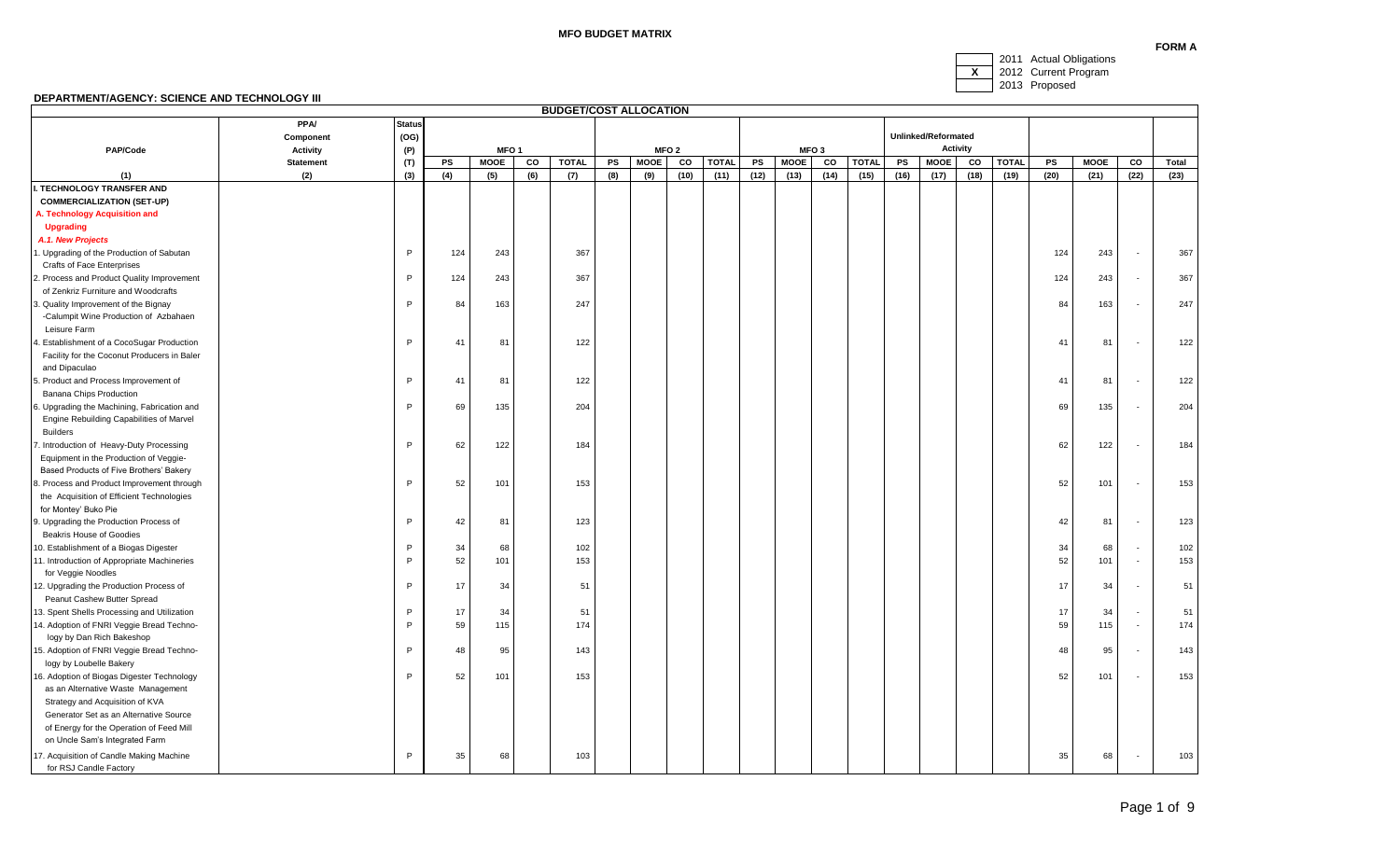**MFO BUDGET MATRIX**

**FORM A**

| | |
|---|---|
| | 2011 Actual Obligations |
| X | 2012 Current Program |
| | 2013 Proposed |

**DEPARTMENT/AGENCY: SCIENCE AND TECHNOLOGY III**

| PAP/Code | PPA/ Component Activity Statement | Status (OG) (P) (T) | MFO 1 | | | | MFO 2 | | | | MFO 3 | | | | Unlinked/Reformated Activity | | | | | | | |
|---|---|---|---|---|---|---|---|---|---|---|---|---|---|---|---|---|---|---|---|---|---|---|
| | | | PS | MOOE | CO | TOTAL | PS | MOOE | CO | TOTAL | PS | MOOE | CO | TOTAL | PS | MOOE | CO | TOTAL | PS | MOOE | CO | Total |
| (1) | (2) | (3) | (4) | (5) | (6) | (7) | (8) | (9) | (10) | (11) | (12) | (13) | (14) | (15) | (16) | (17) | (18) | (19) | (20) | (21) | (22) | (23) |
| **I. TECHNOLOGY TRANSFER AND COMMERCIALIZATION (SET-UP)** | | | | | | | | | | | | | | | | | | | | | | |
| **A. Technology Acquisition and Upgrading** | | | | | | | | | | | | | | | | | | | | | | |
| ***A.1. New Projects*** | | | | | | | | | | | | | | | | | | | | | | |
| 1. Upgrading of the Production of Sabutan Crafts of Face Enterprises | | P | 124 | 243 | | 367 | | | | | | | | | | | | | 124 | 243 | - | 367 |
| 2. Process and Product Quality Improvement of Zenkriz Furniture and Woodcrafts | | P | 124 | 243 | | 367 | | | | | | | | | | | | | 124 | 243 | - | 367 |
| 3. Quality Improvement of the Bignay -Calumpit Wine Production of Azbahaen Leisure Farm | | P | 84 | 163 | | 247 | | | | | | | | | | | | | 84 | 163 | - | 247 |
| 4. Establishment of a CocoSugar Production Facility for the Coconut Producers in Baler and Dipaculao | | P | 41 | 81 | | 122 | | | | | | | | | | | | | 41 | 81 | - | 122 |
| 5. Product and Process Improvement of Banana Chips Production | | P | 41 | 81 | | 122 | | | | | | | | | | | | | 41 | 81 | - | 122 |
| 6. Upgrading the Machining, Fabrication and Engine Rebuilding Capabilities of Marvel Builders | | P | 69 | 135 | | 204 | | | | | | | | | | | | | 69 | 135 | - | 204 |
| 7. Introduction of Heavy-Duty Processing Equipment in the Production of Veggie-Based Products of Five Brothers' Bakery | | P | 62 | 122 | | 184 | | | | | | | | | | | | | 62 | 122 | - | 184 |
| 8. Process and Product Improvement through the Acquisition of Efficient Technologies for Montey' Buko Pie | | P | 52 | 101 | | 153 | | | | | | | | | | | | | 52 | 101 | - | 153 |
| 9. Upgrading the Production Process of Beakris House of Goodies | | P | 42 | 81 | | 123 | | | | | | | | | | | | | 42 | 81 | - | 123 |
| 10. Establishment of a Biogas Digester | | P | 34 | 68 | | 102 | | | | | | | | | | | | | 34 | 68 | - | 102 |
| 11. Introduction of Appropriate Machineries for Veggie Noodles | | P | 52 | 101 | | 153 | | | | | | | | | | | | | 52 | 101 | - | 153 |
| 12. Upgrading the Production Process of Peanut Cashew Butter Spread | | P | 17 | 34 | | 51 | | | | | | | | | | | | | 17 | 34 | - | 51 |
| 13. Spent Shells Processing and Utilization | | P | 17 | 34 | | 51 | | | | | | | | | | | | | 17 | 34 | - | 51 |
| 14. Adoption of FNRI Veggie Bread Techno-logy by Dan Rich Bakeshop | | P | 59 | 115 | | 174 | | | | | | | | | | | | | 59 | 115 | - | 174 |
| 15. Adoption of FNRI Veggie Bread Techno-logy by Loubelle Bakery | | P | 48 | 95 | | 143 | | | | | | | | | | | | | 48 | 95 | - | 143 |
| 16. Adoption of Biogas Digester Technology as an Alternative Waste Management Strategy and Acquisition of KVA Generator Set as an Alternative Source of Energy for the Operation of Feed Mill on Uncle Sam's Integrated Farm | | P | 52 | 101 | | 153 | | | | | | | | | | | | | 52 | 101 | - | 153 |
| 17. Acquisition of Candle Making Machine for RSJ Candle Factory | | P | 35 | 68 | | 103 | | | | | | | | | | | | | 35 | 68 | - | 103 |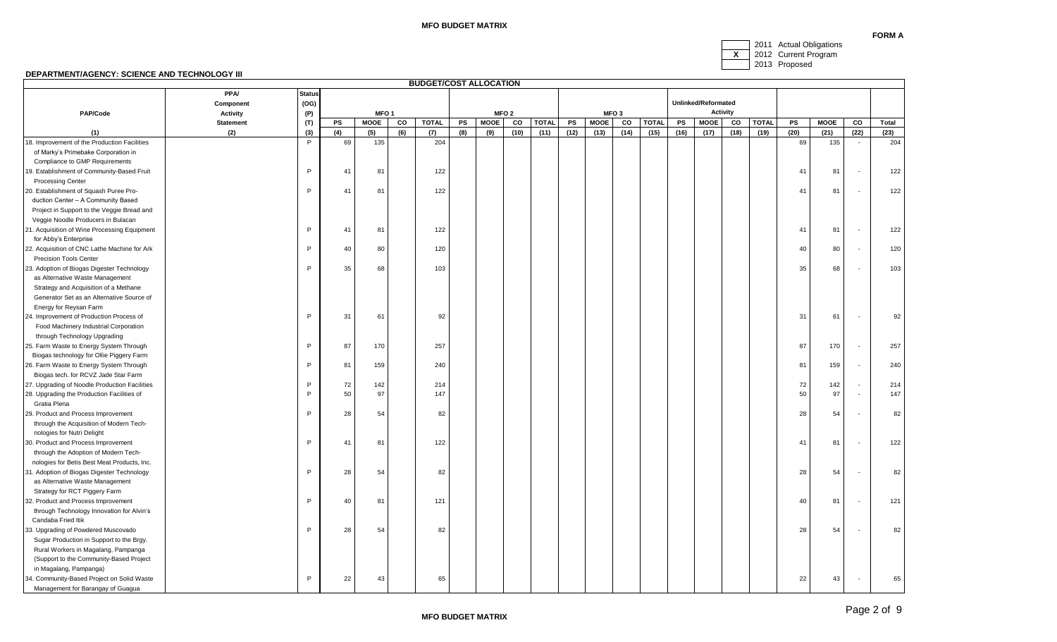**FORM A**

# MFO BUDGET MATRIX

| | |
|---|---|
| | 2011 Actual Obligations |
| X | 2012 Current Program |
| | 2013 Proposed |

**DEPARTMENT/AGENCY: SCIENCE AND TECHNOLOGY III**

| | | | BUDGET/COST ALLOCATION | | | | | | | | | | | | | | | | | | | |
|---|---|---|---|---|---|---|---|---|---|---|---|---|---|---|---|---|---|---|---|---|---|---|
| PAP/Code | PPA/ Component Activity Statement | Status (OG) (P) (T) | MFO 1 | | | | MFO 2 | | | | MFO 3 | | | | Unlinked/Reformated Activity | | | | | | | |
| | | | PS | MOOE | CO | TOTAL | PS | MOOE | CO | TOTAL | PS | MOOE | CO | TOTAL | PS | MOOE | CO | TOTAL | PS | MOOE | CO | Total |
| (1) | (2) | (3) | (4) | (5) | (6) | (7) | (8) | (9) | (10) | (11) | (12) | (13) | (14) | (15) | (16) | (17) | (18) | (19) | (20) | (21) | (22) | (23) |
| 18. Improvement of the Production Facilities of Marky's Primebake Corporation in Compliance to GMP Requirements | | P | 69 | 135 | | 204 | | | | | | | | | | | | | 69 | 135 | - | 204 |
| 19. Establishment of Community-Based Fruit Processing Center | | P | 41 | 81 | | 122 | | | | | | | | | | | | | 41 | 81 | - | 122 |
| 20. Establishment of Squash Puree Production Center – A Community Based Project in Support to the Veggie Bread and Veggie Noodle Producers in Bulacan | | P | 41 | 81 | | 122 | | | | | | | | | | | | | 41 | 81 | - | 122 |
| 21. Acquisition of Wine Processing Equipment for Abby's Enterprise | | P | 41 | 81 | | 122 | | | | | | | | | | | | | 41 | 81 | - | 122 |
| 22. Acquisition of CNC Lathe Machine for Ark Precision Tools Center | | P | 40 | 80 | | 120 | | | | | | | | | | | | | 40 | 80 | - | 120 |
| 23. Adoption of Biogas Digester Technology as Alternative Waste Management Strategy and Acquisition of a Methane Generator Set as an Alternative Source of Energy for Reysan Farm | | P | 35 | 68 | | 103 | | | | | | | | | | | | | 35 | 68 | - | 103 |
| 24. Improvement of Production Process of Food Machinery Industrial Corporation through Technology Upgrading | | P | 31 | 61 | | 92 | | | | | | | | | | | | | 31 | 61 | - | 92 |
| 25. Farm Waste to Energy System Through Biogas technology for Ollie Piggery Farm | | P | 87 | 170 | | 257 | | | | | | | | | | | | | 87 | 170 | - | 257 |
| 26. Farm Waste to Energy System Through Biogas tech. for RCVZ Jade Star Farm | | P | 81 | 159 | | 240 | | | | | | | | | | | | | 81 | 159 | - | 240 |
| 27. Upgrading of Noodle Production Facilities | | P | 72 | 142 | | 214 | | | | | | | | | | | | | 72 | 142 | - | 214 |
| 28. Upgrading the Production Facilities of Gratia Plena | | P | 50 | 97 | | 147 | | | | | | | | | | | | | 50 | 97 | - | 147 |
| 29. Product and Process Improvement through the Acquisition of Modern Technologies for Nutri Delight | | P | 28 | 54 | | 82 | | | | | | | | | | | | | 28 | 54 | - | 82 |
| 30. Product and Process Improvement through the Adoption of Modern Technologies for Betis Best Meat Products, Inc. | | P | 41 | 81 | | 122 | | | | | | | | | | | | | 41 | 81 | - | 122 |
| 31. Adoption of Biogas Digester Technology as Alternative Waste Management Strategy for RCT Piggery Farm | | P | 28 | 54 | | 82 | | | | | | | | | | | | | 28 | 54 | - | 82 |
| 32. Product and Process Improvement through Technology Innovation for Alvin's Candaba Fried Itik | | P | 40 | 81 | | 121 | | | | | | | | | | | | | 40 | 81 | - | 121 |
| 33. Upgrading of Powdered Muscovado Sugar Production in Support to the Brgy. Rural Workers in Magalang, Pampanga (Support to the Community-Based Project in Magalang, Pampanga) | | P | 28 | 54 | | 82 | | | | | | | | | | | | | 28 | 54 | - | 82 |
| 34. Community-Based Project on Solid Waste Management for Barangay of Guagua | | P | 22 | 43 | | 65 | | | | | | | | | | | | | 22 | 43 | - | 65 |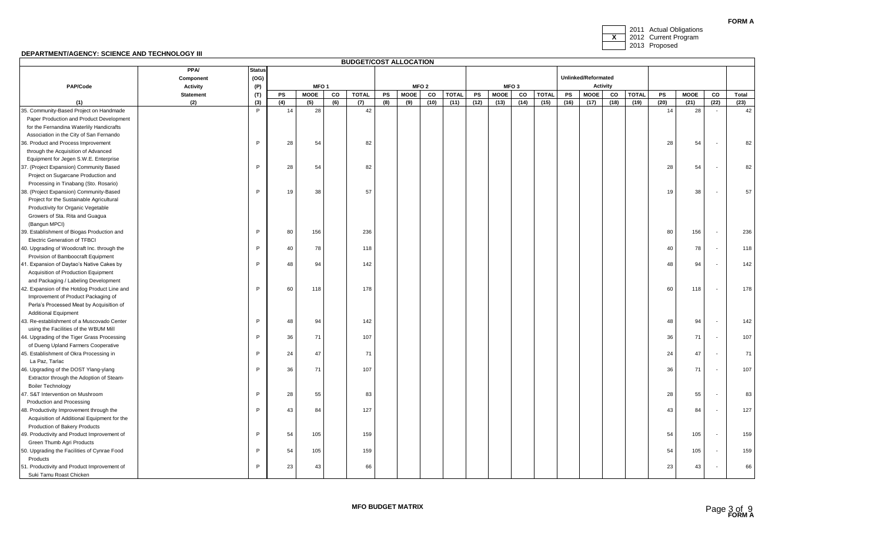**FORM A**

| | |
|---|---|
| | 2011 Actual Obligations |
| X | 2012 Current Program |
| | 2013 Proposed |

**DEPARTMENT/AGENCY: SCIENCE AND TECHNOLOGY III**

| PAP/Code | PPA/ Component Activity Statement | Status (OG) (P) (T) | BUDGET/COST ALLOCATION MFO 1 | | | | MFO 2 | | | | MFO 3 | | | | Unlinked/Reformated Activity | | | | | | | |
|---|---|---|---|---|---|---|---|---|---|---|---|---|---|---|---|---|---|---|---|---|---|---|
| | | | PS | MOOE | CO | TOTAL | PS | MOOE | CO | TOTAL | PS | MOOE | CO | TOTAL | PS | MOOE | CO | TOTAL | PS | MOOE | CO | Total |
| (1) | (2) | (3) | (4) | (5) | (6) | (7) | (8) | (9) | (10) | (11) | (12) | (13) | (14) | (15) | (16) | (17) | (18) | (19) | (20) | (21) | (22) | (23) |
| 35. Community-Based Project on Handmade Paper Production and Product Development for the Fernandina Waterlily Handicrafts Association in the City of San Fernando | | P | 14 | 28 | | 42 | | | | | | | | | | | | | 14 | 28 | - | 42 |
| 36. Product and Process Improvement through the Acquisition of Advanced Equipment for Jegen S.W.E. Enterprise | | P | 28 | 54 | | 82 | | | | | | | | | | | | | 28 | 54 | - | 82 |
| 37. (Project Expansion) Community Based Project on Sugarcane Production and Processing in Tinabang (Sto. Rosario) | | P | 28 | 54 | | 82 | | | | | | | | | | | | | 28 | 54 | - | 82 |
| 38. (Project Expansion) Community-Based Project for the Sustainable Agricultural Productivity for Organic Vegetable Growers of Sta. Rita and Guagua (Bangun MPCI) | | P | 19 | 38 | | 57 | | | | | | | | | | | | | 19 | 38 | - | 57 |
| 39. Establishment of Biogas Production and Electric Generation of TFBCI | | P | 80 | 156 | | 236 | | | | | | | | | | | | | 80 | 156 | - | 236 |
| 40. Upgrading of Woodcraft Inc. through the Provision of Bamboocraft Equipment | | P | 40 | 78 | | 118 | | | | | | | | | | | | | 40 | 78 | - | 118 |
| 41. Expansion of Daytao's Native Cakes by Acquisition of Production Equipment and Packaging / Labeling Development | | P | 48 | 94 | | 142 | | | | | | | | | | | | | 48 | 94 | - | 142 |
| 42. Expansion of the Hotdog Product Line and Improvement of Product Packaging of Perla's Processed Meat by Acquisition of Additional Equipment | | P | 60 | 118 | | 178 | | | | | | | | | | | | | 60 | 118 | - | 178 |
| 43. Re-establishment of a Muscovado Center using the Facilities of the WBUM Mill | | P | 48 | 94 | | 142 | | | | | | | | | | | | | 48 | 94 | - | 142 |
| 44. Upgrading of the Tiger Grass Processing of Dueng Upland Farmers Cooperative | | P | 36 | 71 | | 107 | | | | | | | | | | | | | 36 | 71 | - | 107 |
| 45. Establishment of Okra Processing in La Paz, Tarlac | | P | 24 | 47 | | 71 | | | | | | | | | | | | | 24 | 47 | - | 71 |
| 46. Upgrading of the DOST Ylang-ylang Extractor through the Adoption of Steam-Boiler Technology | | P | 36 | 71 | | 107 | | | | | | | | | | | | | 36 | 71 | - | 107 |
| 47. S&T Intervention on Mushroom Production and Processing | | P | 28 | 55 | | 83 | | | | | | | | | | | | | 28 | 55 | - | 83 |
| 48. Productivity Improvement through the Acquisition of Additional Equipment for the Production of Bakery Products | | P | 43 | 84 | | 127 | | | | | | | | | | | | | 43 | 84 | - | 127 |
| 49. Productivity and Product Improvement of Green Thumb Agri Products | | P | 54 | 105 | | 159 | | | | | | | | | | | | | 54 | 105 | - | 159 |
| 50. Upgrading the Facilities of Cynrae Food Products | | P | 54 | 105 | | 159 | | | | | | | | | | | | | 54 | 105 | - | 159 |
| 51. Productivity and Product Improvement of Suki Tamu Roast Chicken | | P | 23 | 43 | | 66 | | | | | | | | | | | | | 23 | 43 | - | 66 |

**MFO BUDGET MATRIX**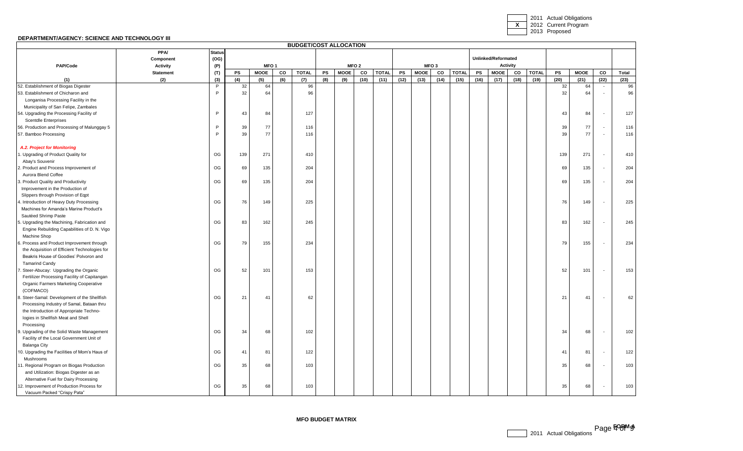| | | |
|---|---|---|
| | 2011 Actual Obligations |
| X | 2012 Current Program |
| | 2013 Proposed |

**DEPARTMENT/AGENCY: SCIENCE AND TECHNOLOGY III**

**BUDGET/COST ALLOCATION**

| PAP/Code | PPA/ Component Activity Statement | Status (OG) (P) (T) | MFO 1 | | | | MFO 2 | | | | MFO 3 | | | | Unlinked/Reformated Activity | | | | | | | |
|---|---|---|---|---|---|---|---|---|---|---|---|---|---|---|---|---|---|---|---|---|---|---|
| | | | PS | MOOE | CO | TOTAL | PS | MOOE | CO | TOTAL | PS | MOOE | CO | TOTAL | PS | MOOE | CO | TOTAL | PS | MOOE | CO | Total |
| (1) | (2) | (3) | (4) | (5) | (6) | (7) | (8) | (9) | (10) | (11) | (12) | (13) | (14) | (15) | (16) | (17) | (18) | (19) | (20) | (21) | (22) | (23) |
| 52. Establishment of Biogas Digester | | P | 32 | 64 | | 96 | | | | | | | | | | | | | 32 | 64 | - | 96 |
| 53. Establishment of Chicharon and Longanisa Processing Facility in the Municipality of San Felipe, Zambales | | P | 32 | 64 | | 96 | | | | | | | | | | | | | 32 | 64 | - | 96 |
| 54. Upgrading the Processing Facility of Scentdle Enterprises | | P | 43 | 84 | | 127 | | | | | | | | | | | | | 43 | 84 | - | 127 |
| 56. Production and Processing of Malunggay 5 | | P | 39 | 77 | | 116 | | | | | | | | | | | | | 39 | 77 | - | 116 |
| 57. Bamboo Processing | | P | 39 | 77 | | 116 | | | | | | | | | | | | | 39 | 77 | - | 116 |
| ***A.2. Project for Monitoring*** | | | | | | | | | | | | | | | | | | | | | | |
| 1. Upgrading of Product Quality for Abay's Souvenir | | OG | 139 | 271 | | 410 | | | | | | | | | | | | | 139 | 271 | - | 410 |
| 2. Product and Process Improvement of Aurora Blend Coffee | | OG | 69 | 135 | | 204 | | | | | | | | | | | | | 69 | 135 | - | 204 |
| 3. Product Quality and Productivity Improvement in the Production of Slippers through Provision of Eqpt | | OG | 69 | 135 | | 204 | | | | | | | | | | | | | 69 | 135 | - | 204 |
| 4. Introduction of Heavy Duty Processing Machines for Amanda's Marine Product's Sautéed Shrimp Paste | | OG | 76 | 149 | | 225 | | | | | | | | | | | | | 76 | 149 | - | 225 |
| 5. Upgrading the Machining, Fabrication and Engine Rebuilding Capabilities of D. N. Vigo Machine Shop | | OG | 83 | 162 | | 245 | | | | | | | | | | | | | 83 | 162 | - | 245 |
| 6. Process and Product Improvement through the Acquisition of Efficient Technologies for Beakris House of Goodies' Polvoron and Tamarind Candy | | OG | 79 | 155 | | 234 | | | | | | | | | | | | | 79 | 155 | - | 234 |
| 7. Steer-Abucay: Upgrading the Organic Fertilizer Processing Facility of Capitangan Organic Farmers Marketing Cooperative (COFMACO) | | OG | 52 | 101 | | 153 | | | | | | | | | | | | | 52 | 101 | - | 153 |
| 8. Steer-Samal: Development of the Shellfish Processing Industry of Samal, Bataan thru the Introduction of Appropriate Technologies in Shellfish Meat and Shell Processing | | OG | 21 | 41 | | 62 | | | | | | | | | | | | | 21 | 41 | - | 62 |
| 9. Upgrading of the Solid Waste Management Facility of the Local Government Unit of Balanga City | | OG | 34 | 68 | | 102 | | | | | | | | | | | | | 34 | 68 | - | 102 |
| 10. Upgrading the Facilities of Mom's Haus of Mushrooms | | OG | 41 | 81 | | 122 | | | | | | | | | | | | | 41 | 81 | - | 122 |
| 11. Regional Program on Biogas Production and Utilization: Biogas Digester as an Alternative Fuel for Dairy Processing | | OG | 35 | 68 | | 103 | | | | | | | | | | | | | 35 | 68 | - | 103 |
| 12. Improvement of Production Process for Vacuum Packed "Crispy Pata" | | OG | 35 | 68 | | 103 | | | | | | | | | | | | | 35 | 68 | - | 103 |

**MFO BUDGET MATRIX**

FORM A

| | |
|---|---|
| | 2011 Actual Obligations |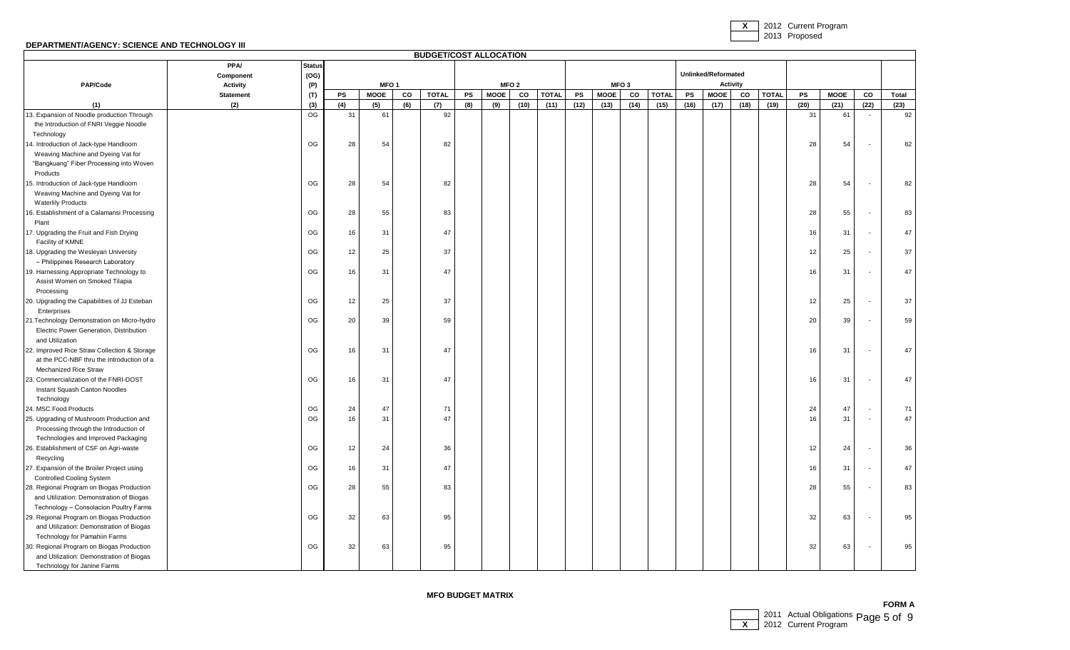**X** 2012 Current Program
2013 Proposed

**DEPARTMENT/AGENCY: SCIENCE AND TECHNOLOGY III**

| PAP/Code | PPA/ Component Activity Statement | Status (OG) (P) (T) | BUDGET/COST ALLOCATION MFO 1 PS | MFO 1 MOOE | MFO 1 CO | MFO 1 TOTAL | MFO 2 PS | MFO 2 MOOE | MFO 2 CO | MFO 2 TOTAL | MFO 3 PS | MFO 3 MOOE | MFO 3 CO | MFO 3 TOTAL | Unlinked/Reformated Activity PS | MOOE | CO | TOTAL | PS | MOOE | CO | Total |
|---|---|---|---|---|---|---|---|---|---|---|---|---|---|---|---|---|---|---|---|---|---|---|
| (1) | (2) | (3) | (4) | (5) | (6) | (7) | (8) | (9) | (10) | (11) | (12) | (13) | (14) | (15) | (16) | (17) | (18) | (19) | (20) | (21) | (22) | (23) |
| 13. Expansion of Noodle production Through the Introduction of FNRI Veggie Noodle Technology | | OG | 31 | 61 | | 92 | | | | | | | | | | | | | 31 | 61 | - | 92 |
| 14. Introduction of Jack-type Handloom Weaving Machine and Dyeing Vat for "Bangkuang" Fiber Processing into Woven Products | | OG | 28 | 54 | | 82 | | | | | | | | | | | | | 28 | 54 | - | 82 |
| 15. Introduction of Jack-type Handloom Weaving Machine and Dyeing Vat for Waterlily Products | | OG | 28 | 54 | | 82 | | | | | | | | | | | | | 28 | 54 | - | 82 |
| 16. Establishment of a Calamansi Processing Plant | | OG | 28 | 55 | | 83 | | | | | | | | | | | | | 28 | 55 | - | 83 |
| 17. Upgrading the Fruit and Fish Drying Facility of KMNE | | OG | 16 | 31 | | 47 | | | | | | | | | | | | | 16 | 31 | - | 47 |
| 18. Upgrading the Wesleyan University – Philippines Research Laboratory | | OG | 12 | 25 | | 37 | | | | | | | | | | | | | 12 | 25 | - | 37 |
| 19. Harnessing Appropriate Technology to Assist Women on Smoked Tilapia Processing | | OG | 16 | 31 | | 47 | | | | | | | | | | | | | 16 | 31 | - | 47 |
| 20. Upgrading the Capabilities of JJ Esteban Enterprises | | OG | 12 | 25 | | 37 | | | | | | | | | | | | | 12 | 25 | - | 37 |
| 21.Technology Demonstration on Micro-hydro Electric Power Generation, Distribution and Utilization | | OG | 20 | 39 | | 59 | | | | | | | | | | | | | 20 | 39 | - | 59 |
| 22. Improved Rice Straw Collection & Storage at the PCC-NBF thru the Introduction of a Mechanized Rice Straw | | OG | 16 | 31 | | 47 | | | | | | | | | | | | | 16 | 31 | - | 47 |
| 23. Commercialization of the FNRI-DOST Instant Squash Canton Noodles Technology | | OG | 16 | 31 | | 47 | | | | | | | | | | | | | 16 | 31 | - | 47 |
| 24. MSC Food Products | | OG | 24 | 47 | | 71 | | | | | | | | | | | | | 24 | 47 | - | 71 |
| 25. Upgrading of Mushroom Production and Processing through the Introduction of Technologies and Improved Packaging | | OG | 16 | 31 | | 47 | | | | | | | | | | | | | 16 | 31 | - | 47 |
| 26. Establishment of CSF on Agri-waste Recycling | | OG | 12 | 24 | | 36 | | | | | | | | | | | | | 12 | 24 | - | 36 |
| 27. Expansion of the Broiler Project using Controlled Cooling System | | OG | 16 | 31 | | 47 | | | | | | | | | | | | | 16 | 31 | - | 47 |
| 28. Regional Program on Biogas Production and Utilization: Demonstration of Biogas Technology – Consolacion Poultry Farms | | OG | 28 | 55 | | 83 | | | | | | | | | | | | | 28 | 55 | - | 83 |
| 29. Regional Program on Biogas Production and Utilization: Demonstration of Biogas Technology for Pamahiin Farms | | OG | 32 | 63 | | 95 | | | | | | | | | | | | | 32 | 63 | - | 95 |
| 30. Regional Program on Biogas Production and Utilization: Demonstration of Biogas Technology for Janine Farms | | OG | 32 | 63 | | 95 | | | | | | | | | | | | | 32 | 63 | - | 95 |

**MFO BUDGET MATRIX**

**FORM A**

2011 Actual Obligations
**X** 2012 Current Program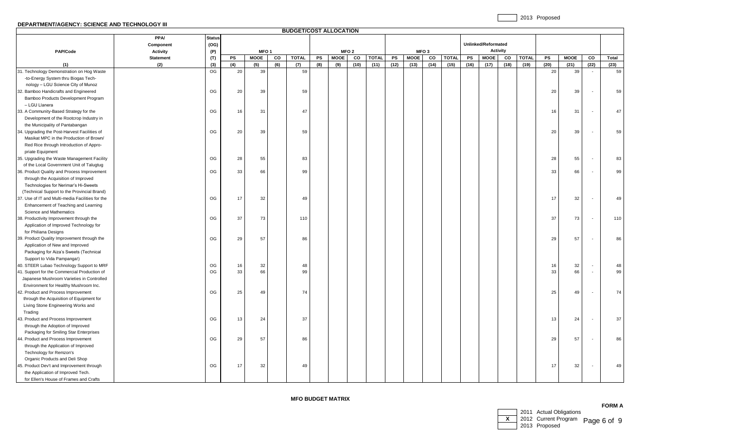**DEPARTMENT/AGENCY: SCIENCE AND TECHNOLOGY III**

2013 Proposed

**BUDGET/COST ALLOCATION**

| PAP/Code | PPA/ Component Activity Statement | Status (OG) (P) (T) | MFO 1 | | | | MFO 2 | | | | MFO 3 | | | | Unlinked/Reformated Activity | | | | | | | |
|---|---|---|---|---|---|---|---|---|---|---|---|---|---|---|---|---|---|---|---|---|---|---|
| | | | PS | MOOE | CO | TOTAL | PS | MOOE | CO | TOTAL | PS | MOOE | CO | TOTAL | PS | MOOE | CO | TOTAL | PS | MOOE | CO | Total |
| (1) | (2) | (3) | (4) | (5) | (6) | (7) | (8) | (9) | (10) | (11) | (12) | (13) | (14) | (15) | (16) | (17) | (18) | (19) | (20) | (21) | (22) | (23) |
| 31. Technology Demonstration on Hog Waste -to-Energy System thru Biogas Tech- nology – LGU Science City of Munoz | | OG | 20 | 39 | | 59 | | | | | | | | | | | | | 20 | 39 | - | 59 |
| 32. Bamboo Handicrafts and Engineered Bamboo Products Development Program – LGU Llanera | | OG | 20 | 39 | | 59 | | | | | | | | | | | | | 20 | 39 | - | 59 |
| 33. A Community-Based Strategy for the Development of the Rootcrop Industry in the Municipality of Pantabangan | | OG | 16 | 31 | | 47 | | | | | | | | | | | | | 16 | 31 | - | 47 |
| 34. Upgrading the Post-Harvest Facilities of Masikat MPC in the Production of Brown/ Red Rice through Introduction of Appro- priate Equipment | | OG | 20 | 39 | | 59 | | | | | | | | | | | | | 20 | 39 | - | 59 |
| 35. Upgrading the Waste Management Facility of the Local Government Unit of Talugtug | | OG | 28 | 55 | | 83 | | | | | | | | | | | | | 28 | 55 | - | 83 |
| 36. Product Quality and Process Improvement through the Acquisition of Improved Technologies for Nerimar's Hi-Sweets (Technical Support to the Provincial Brand) | | OG | 33 | 66 | | 99 | | | | | | | | | | | | | 33 | 66 | - | 99 |
| 37. Use of IT and Multi-media Facilities for the Enhancement of Teaching and Learning Science and Mathematics | | OG | 17 | 32 | | 49 | | | | | | | | | | | | | 17 | 32 | - | 49 |
| 38. Productivity Improvement through the Application of Improved Technology for for Philiana Designs | | OG | 37 | 73 | | 110 | | | | | | | | | | | | | 37 | 73 | - | 110 |
| 39. Product Quality Improvement through the Application of New and Improved Packaging for Aiza's Sweets (Technical Support to Vida Pampanga!) | | OG | 29 | 57 | | 86 | | | | | | | | | | | | | 29 | 57 | - | 86 |
| 40. STEER Lubao Technology Support to MRF | | OG | 16 | 32 | | 48 | | | | | | | | | | | | | 16 | 32 | - | 48 |
| 41. Support for the Commercial Production of Japanese Mushroom Varieties in Controlled Environment for Healthy Mushroom Inc. | | OG | 33 | 66 | | 99 | | | | | | | | | | | | | 33 | 66 | - | 99 |
| 42. Product and Process Improvement through the Acquisition of Equipment for Living Stone Engineering Works and Trading | | OG | 25 | 49 | | 74 | | | | | | | | | | | | | 25 | 49 | - | 74 |
| 43. Product and Process Improvement through the Adoption of Improved Packaging for Smiling Star Enterprises | | OG | 13 | 24 | | 37 | | | | | | | | | | | | | 13 | 24 | - | 37 |
| 44. Product and Process Improvement through the Application of Improved Technology for Remzon's Organic Products and Deli Shop | | OG | 29 | 57 | | 86 | | | | | | | | | | | | | 29 | 57 | - | 86 |
| 45. Product Dev't and Improvement through the Application of Improved Tech. for Ellen's House of Frames and Crafts | | OG | 17 | 32 | | 49 | | | | | | | | | | | | | 17 | 32 | - | 49 |

**MFO BUDGET MATRIX**

**FORM A**

[ ] 2011 Actual Obligations
[X] 2012 Current Program
[ ] 2013 Proposed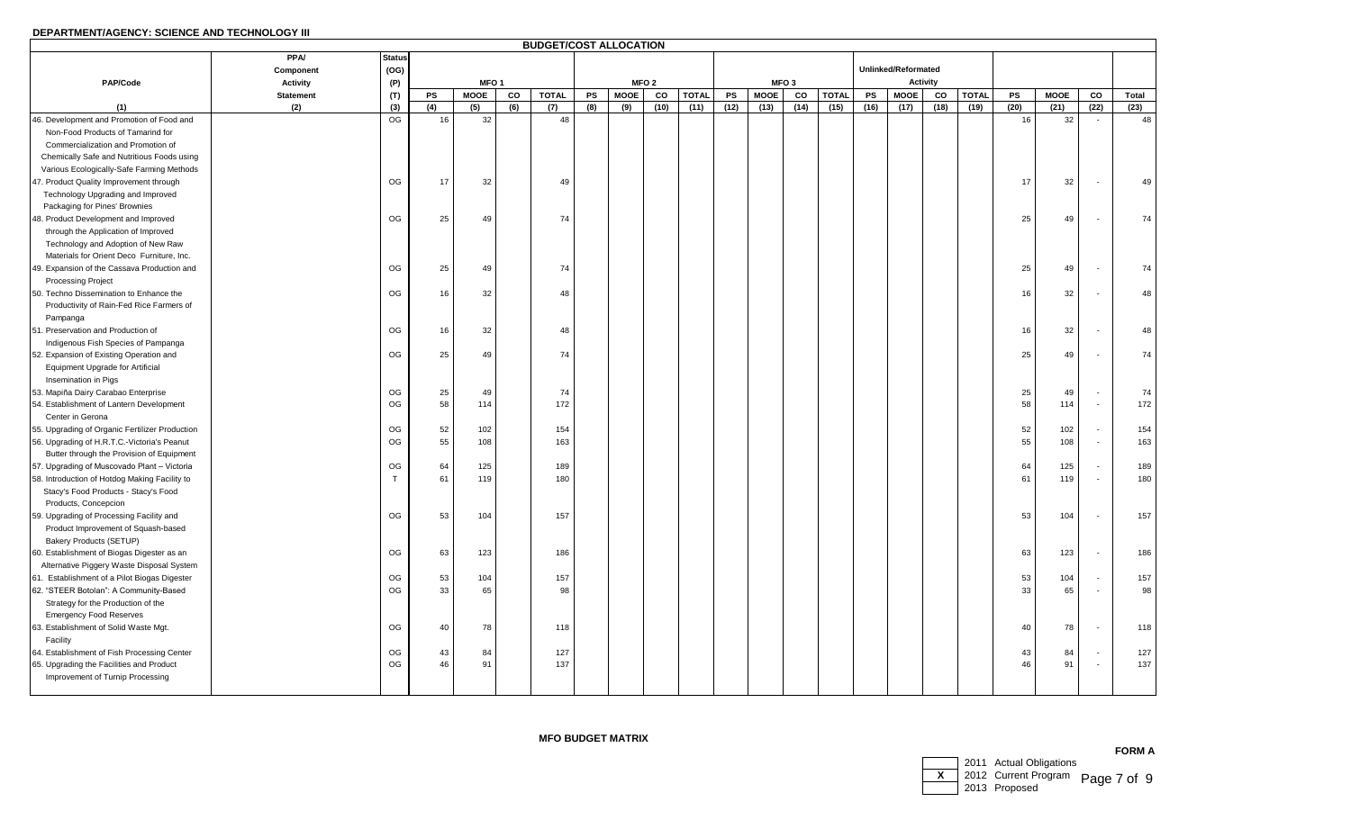**DEPARTMENT/AGENCY: SCIENCE AND TECHNOLOGY III**

**BUDGET/COST ALLOCATION**

| PAP/Code | PPA/ Component Activity Statement | Status (OG) (P) (T) | MFO 1 | | | | MFO 2 | | | | MFO 3 | | | | Unlinked/Reformated Activity | | | | | | | |
|---|---|---|---|---|---|---|---|---|---|---|---|---|---|---|---|---|---|---|---|---|---|---|
| | | | PS | MOOE | CO | TOTAL | PS | MOOE | CO | TOTAL | PS | MOOE | CO | TOTAL | PS | MOOE | CO | TOTAL | PS | MOOE | CO | Total |
| (1) | (2) | (3) | (4) | (5) | (6) | (7) | (8) | (9) | (10) | (11) | (12) | (13) | (14) | (15) | (16) | (17) | (18) | (19) | (20) | (21) | (22) | (23) |
| 46. Development and Promotion of Food and Non-Food Products of Tamarind for Commercialization and Promotion of Chemically Safe and Nutritious Foods using Various Ecologically-Safe Farming Methods | | OG | 16 | 32 | | 48 | | | | | | | | | | | | | 16 | 32 | - | 48 |
| 47. Product Quality Improvement through Technology Upgrading and Improved Packaging for Pines' Brownies | | OG | 17 | 32 | | 49 | | | | | | | | | | | | | 17 | 32 | - | 49 |
| 48. Product Development and Improved through the Application of Improved Technology and Adoption of New Raw Materials for Orient Deco Furniture, Inc. | | OG | 25 | 49 | | 74 | | | | | | | | | | | | | 25 | 49 | - | 74 |
| 49. Expansion of the Cassava Production and Processing Project | | OG | 25 | 49 | | 74 | | | | | | | | | | | | | 25 | 49 | - | 74 |
| 50. Techno Dissemination to Enhance the Productivity of Rain-Fed Rice Farmers of Pampanga | | OG | 16 | 32 | | 48 | | | | | | | | | | | | | 16 | 32 | - | 48 |
| 51. Preservation and Production of Indigenous Fish Species of Pampanga | | OG | 16 | 32 | | 48 | | | | | | | | | | | | | 16 | 32 | - | 48 |
| 52. Expansion of Existing Operation and Equipment Upgrade for Artificial Insemination in Pigs | | OG | 25 | 49 | | 74 | | | | | | | | | | | | | 25 | 49 | - | 74 |
| 53. Mapiña Dairy Carabao Enterprise | | OG | 25 | 49 | | 74 | | | | | | | | | | | | | 25 | 49 | - | 74 |
| 54. Establishment of Lantern Development Center in Gerona | | OG | 58 | 114 | | 172 | | | | | | | | | | | | | 58 | 114 | - | 172 |
| 55. Upgrading of Organic Fertilizer Production | | OG | 52 | 102 | | 154 | | | | | | | | | | | | | 52 | 102 | - | 154 |
| 56. Upgrading of H.R.T.C.-Victoria's Peanut Butter through the Provision of Equipment | | OG | 55 | 108 | | 163 | | | | | | | | | | | | | 55 | 108 | - | 163 |
| 57. Upgrading of Muscovado Plant – Victoria | | OG | 64 | 125 | | 189 | | | | | | | | | | | | | 64 | 125 | - | 189 |
| 58. Introduction of Hotdog Making Facility to Stacy's Food Products - Stacy's Food Products, Concepcion | | T | 61 | 119 | | 180 | | | | | | | | | | | | | 61 | 119 | - | 180 |
| 59. Upgrading of Processing Facility and Product Improvement of Squash-based Bakery Products (SETUP) | | OG | 53 | 104 | | 157 | | | | | | | | | | | | | 53 | 104 | - | 157 |
| 60. Establishment of Biogas Digester as an Alternative Piggery Waste Disposal System | | OG | 63 | 123 | | 186 | | | | | | | | | | | | | 63 | 123 | - | 186 |
| 61. Establishment of a Pilot Biogas Digester | | OG | 53 | 104 | | 157 | | | | | | | | | | | | | 53 | 104 | - | 157 |
| 62. "STEER Botolan": A Community-Based Strategy for the Production of the Emergency Food Reserves | | OG | 33 | 65 | | 98 | | | | | | | | | | | | | 33 | 65 | - | 98 |
| 63. Establishment of Solid Waste Mgt. Facility | | OG | 40 | 78 | | 118 | | | | | | | | | | | | | 40 | 78 | - | 118 |
| 64. Establishment of Fish Processing Center | | OG | 43 | 84 | | 127 | | | | | | | | | | | | | 43 | 84 | - | 127 |
| 65. Upgrading the Facilities and Product Improvement of Turnip Processing | | OG | 46 | 91 | | 137 | | | | | | | | | | | | | 46 | 91 | - | 137 |

**MFO BUDGET MATRIX**

**FORM A**

| | |
|---|---|
| | 2011 Actual Obligations |
| X | 2012 Current Program |
| | 2013 Proposed |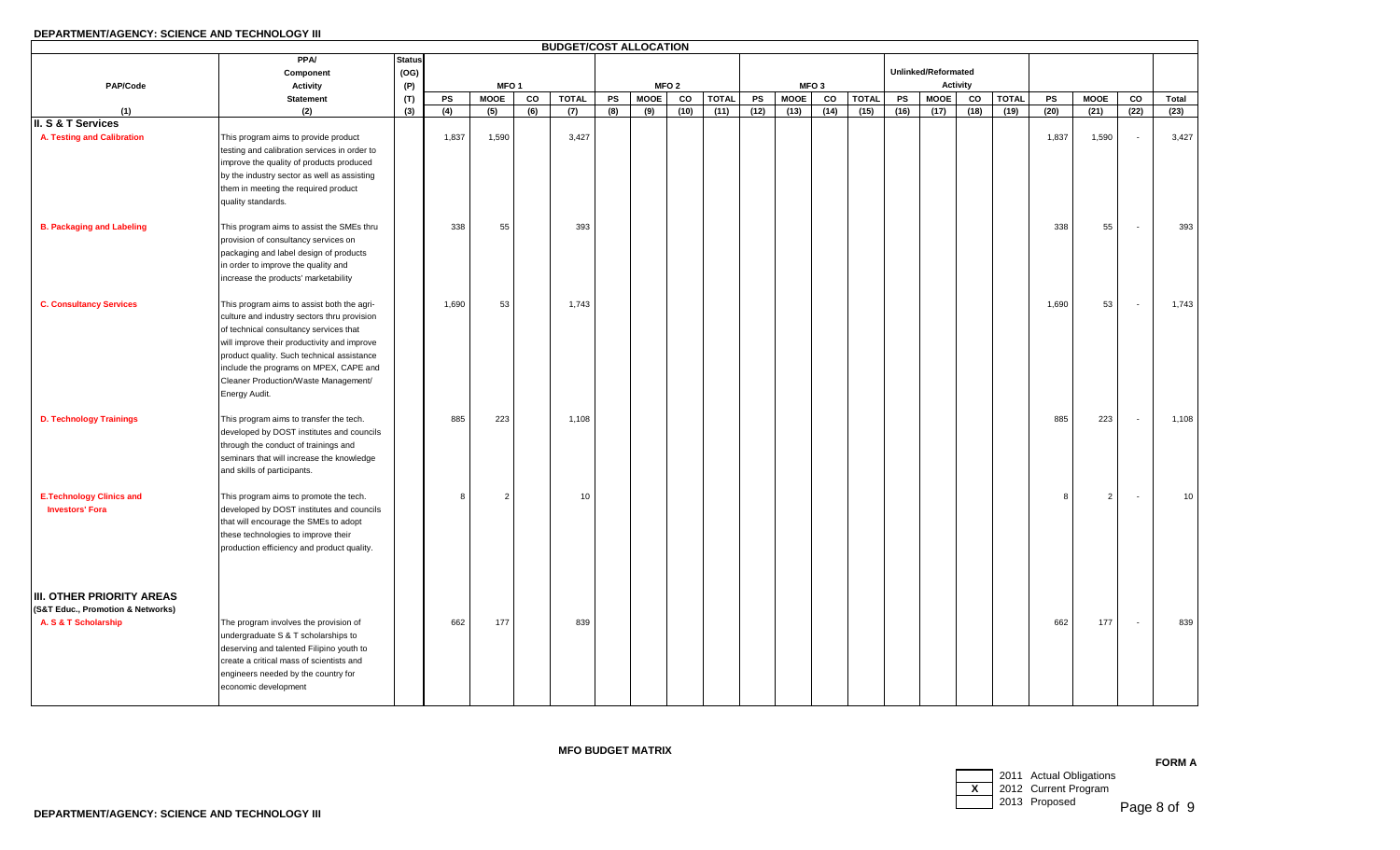**DEPARTMENT/AGENCY: SCIENCE AND TECHNOLOGY III**

**BUDGET/COST ALLOCATION**

| PAP/Code | PPA/ Component Activity Statement | Status (OG) (P) (T) | MFO 1 | | | | MFO 2 | | | | MFO 3 | | | | Unlinked/Reformated Activity | | | | | | | |
|---|---|---|---|---|---|---|---|---|---|---|---|---|---|---|---|---|---|---|---|---|---|---|
| | | | PS | MOOE | CO | TOTAL | PS | MOOE | CO | TOTAL | PS | MOOE | CO | TOTAL | PS | MOOE | CO | TOTAL | PS | MOOE | CO | Total |
| (1) | (2) | (3) | (4) | (5) | (6) | (7) | (8) | (9) | (10) | (11) | (12) | (13) | (14) | (15) | (16) | (17) | (18) | (19) | (20) | (21) | (22) | (23) |
| **II. S & T Services** | | | | | | | | | | | | | | | | | | | | | | |
| **A. Testing and Calibration** | This program aims to provide product testing and calibration services in order to improve the quality of products produced by the industry sector as well as assisting them in meeting the required product quality standards. | | 1,837 | 1,590 | | 3,427 | | | | | | | | | | | | | 1,837 | 1,590 | - | 3,427 |
| **B. Packaging and Labeling** | This program aims to assist the SMEs thru provision of consultancy services on packaging and label design of products in order to improve the quality and increase the products' marketability | | 338 | 55 | | 393 | | | | | | | | | | | | | 338 | 55 | - | 393 |
| **C. Consultancy Services** | This program aims to assist both the agri-culture and industry sectors thru provision of technical consultancy services that will improve their productivity and improve product quality. Such technical assistance include the programs on MPEX, CAPE and Cleaner Production/Waste Management/ Energy Audit. | | 1,690 | 53 | | 1,743 | | | | | | | | | | | | | 1,690 | 53 | - | 1,743 |
| **D. Technology Trainings** | This program aims to transfer the tech. developed by DOST institutes and councils through the conduct of trainings and seminars that will increase the knowledge and skills of participants. | | 885 | 223 | | 1,108 | | | | | | | | | | | | | 885 | 223 | - | 1,108 |
| **E.Technology Clinics and Investors' Fora** | This program aims to promote the tech. developed by DOST institutes and councils that will encourage the SMEs to adopt these technologies to improve their production efficiency and product quality. | | 8 | 2 | | 10 | | | | | | | | | | | | | 8 | 2 | - | 10 |
| **III. OTHER PRIORITY AREAS (S&T Educ., Promotion & Networks)** | | | | | | | | | | | | | | | | | | | | | | |
| **A. S & T Scholarship** | The program involves the provision of undergraduate S & T scholarships to deserving and talented Filipino youth to create a critical mass of scientists and engineers needed by the country for economic development | | 662 | 177 | | 839 | | | | | | | | | | | | | 662 | 177 | - | 839 |

**MFO BUDGET MATRIX**

**FORM A**

| | |
|---|---|
| | 2011 Actual Obligations |
| X | 2012 Current Program |
| | 2013 Proposed |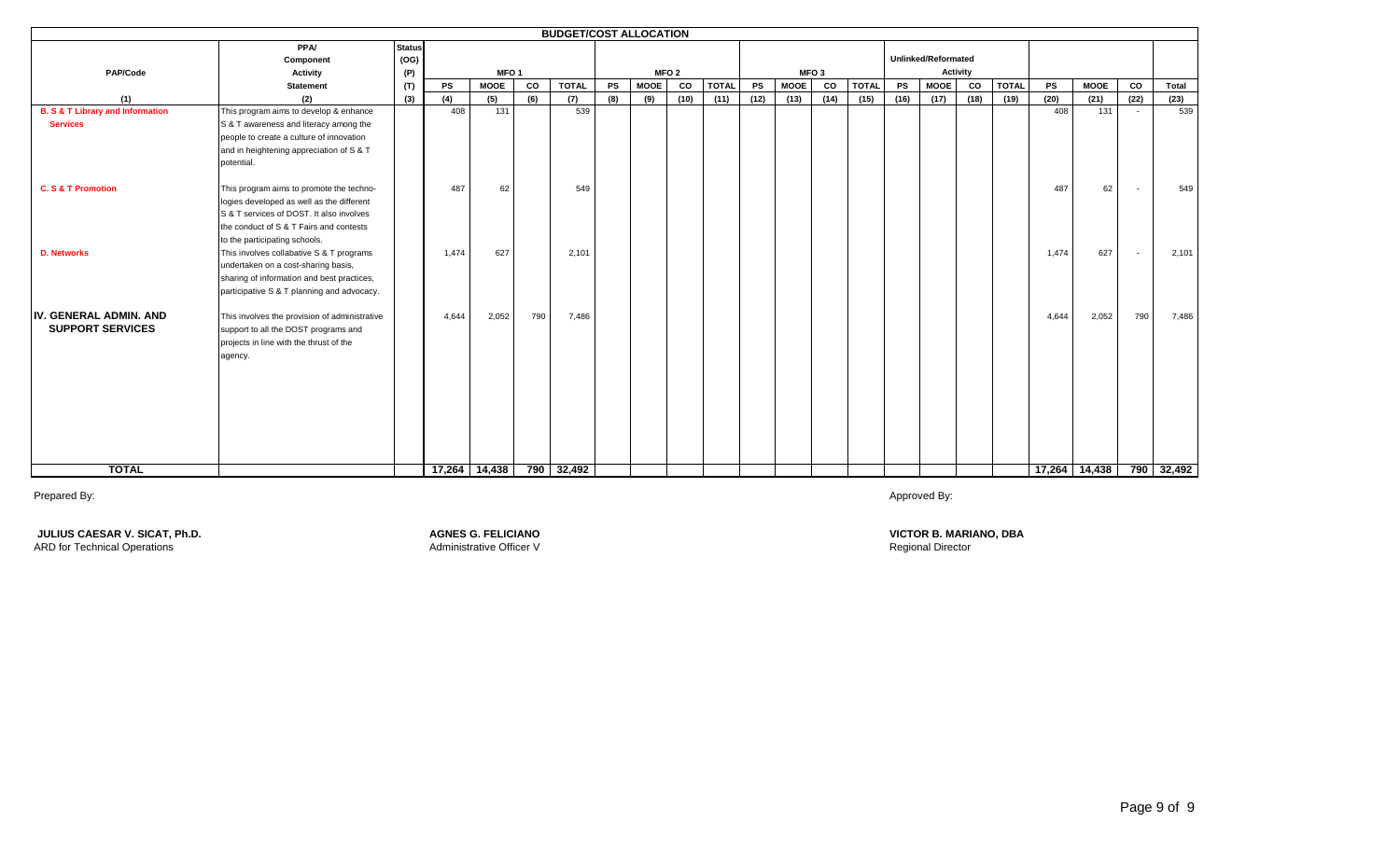| BUDGET/COST ALLOCATION | | | | | | | | | | | | | | | | | | | | | | | |
|---|---|---|---|---|---|---|---|---|---|---|---|---|---|---|---|---|---|---|---|---|---|---|---|
| PAP/Code | PPA/ Component Activity Statement | Status (OG) (P) (T) | MFO 1 | | | | MFO 2 | | | | MFO 3 | | | | Unlinked/Reformated Activity | | | | | | | |
| | | | PS | MOOE | CO | TOTAL | PS | MOOE | CO | TOTAL | PS | MOOE | CO | TOTAL | PS | MOOE | CO | TOTAL | PS | MOOE | CO | Total |
| (1) | (2) | (3) | (4) | (5) | (6) | (7) | (8) | (9) | (10) | (11) | (12) | (13) | (14) | (15) | (16) | (17) | (18) | (19) | (20) | (21) | (22) | (23) |
| B. S & T Library and Information Services | This program aims to develop & enhance S & T awareness and literacy among the people to create a culture of innovation and in heightening appreciation of S & T potential. | | 408 | 131 | | 539 | | | | | | | | | | | | | 408 | 131 | - | 539 |
| C. S & T Promotion | This program aims to promote the technologies developed as well as the different S & T services of DOST. It also involves the conduct of S & T Fairs and contests to the participating schools. | | 487 | 62 | | 549 | | | | | | | | | | | | | 487 | 62 | - | 549 |
| D. Networks | This involves collabative S & T programs undertaken on a cost-sharing basis, sharing of information and best practices, participative S & T planning and advocacy. | | 1,474 | 627 | | 2,101 | | | | | | | | | | | | | 1,474 | 627 | - | 2,101 |
| IV. GENERAL ADMIN. AND SUPPORT SERVICES | This involves the provision of administrative support to all the DOST programs and projects in line with the thrust of the agency. | | 4,644 | 2,052 | 790 | 7,486 | | | | | | | | | | | | | 4,644 | 2,052 | 790 | 7,486 |
| TOTAL | | | 17,264 | 14,438 | 790 | 32,492 | | | | | | | | | | | | | 17,264 | 14,438 | 790 | 32,492 |

Prepared By:

**JULIUS CAESAR V. SICAT, Ph.D.**
ARD for Technical Operations

**AGNES G. FELICIANO**
Administrative Officer V

Approved By:

**VICTOR B. MARIANO, DBA**
Regional Director